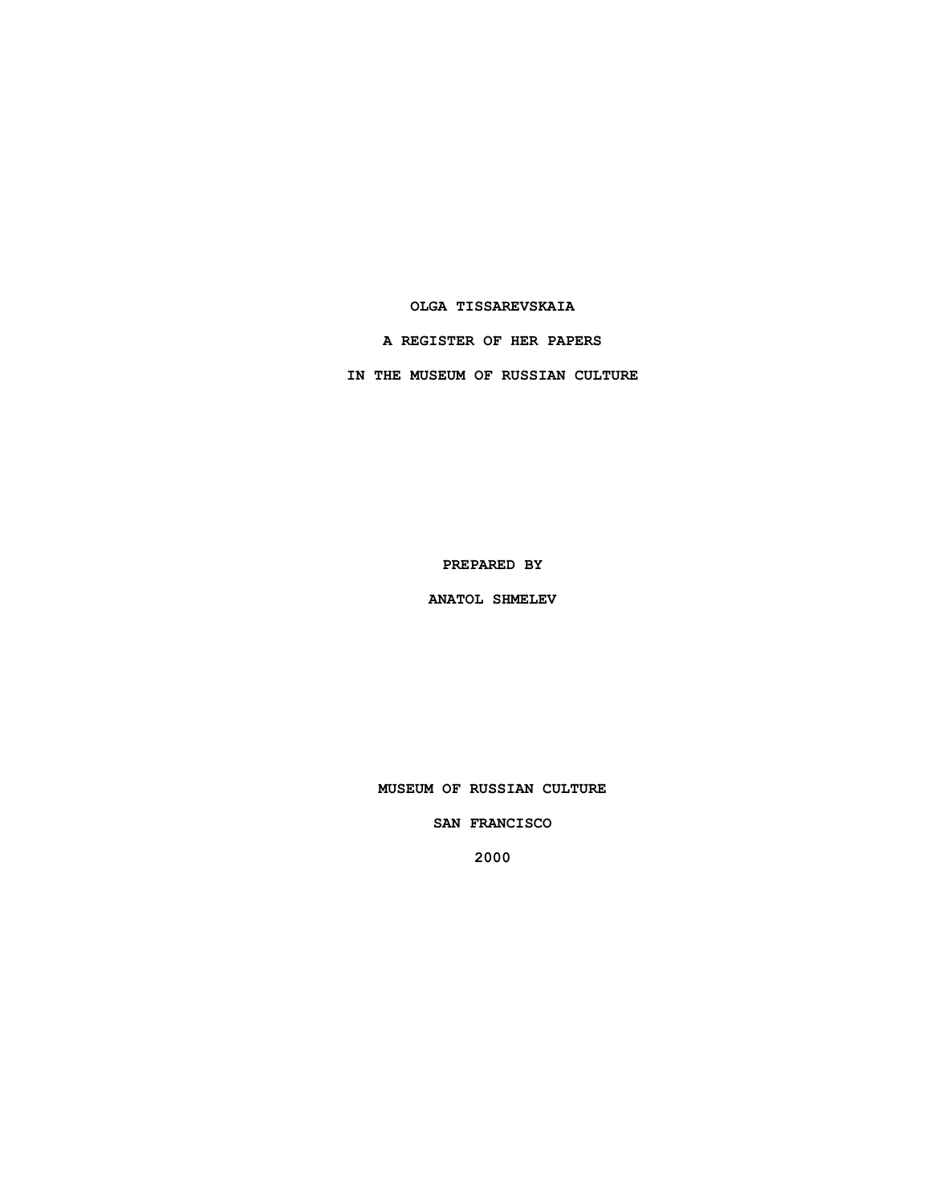# OLGA TISSAREVSKAIA

## A REGISTER OF HER PAPERS

## IN THE MUSEUM OF RUSSIAN CULTURE

PREPARED BY

ANATOL SHMELEV

MUSEUM OF RUSSIAN CULTURE

SAN FRANCISCO

2000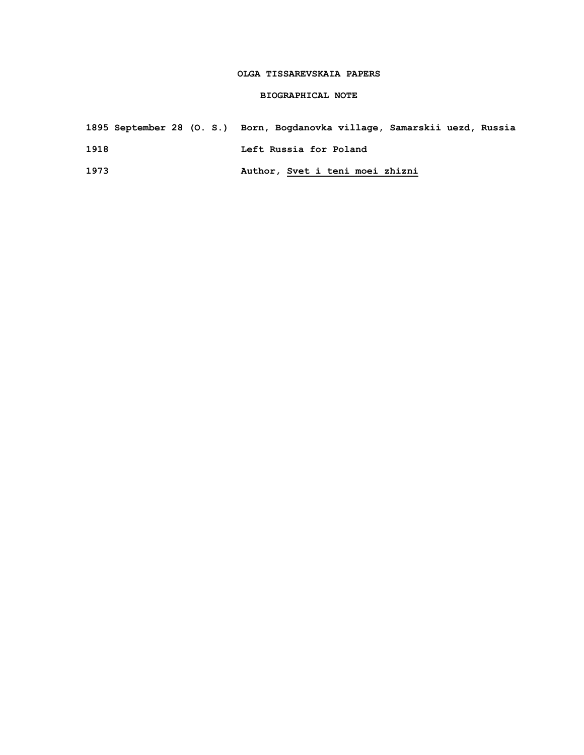# OLGA TISSAREVSKAIA PAPERS

## BIOGRAPHICAL NOTE

| | |
|---|---|
| 1895 September 28 (O. S.) | Born, Bogdanovka village, Samarskii uezd, Russia |
| 1918 | Left Russia for Poland |
| 1973 | Author, *Svet i teni moei zhizni* |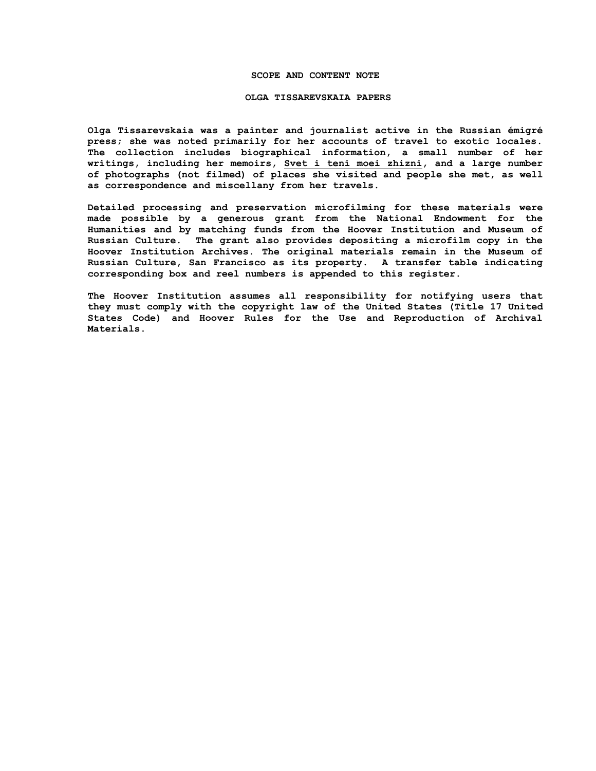## SCOPE AND CONTENT NOTE

## OLGA TISSAREVSKAIA PAPERS

Olga Tissarevskaia was a painter and journalist active in the Russian émigré press; she was noted primarily for her accounts of travel to exotic locales. The collection includes biographical information, a small number of her writings, including her memoirs, Svet i teni moei zhizni, and a large number of photographs (not filmed) of places she visited and people she met, as well as correspondence and miscellany from her travels.

Detailed processing and preservation microfilming for these materials were made possible by a generous grant from the National Endowment for the Humanities and by matching funds from the Hoover Institution and Museum of Russian Culture. The grant also provides depositing a microfilm copy in the Hoover Institution Archives. The original materials remain in the Museum of Russian Culture, San Francisco as its property. A transfer table indicating corresponding box and reel numbers is appended to this register.

The Hoover Institution assumes all responsibility for notifying users that they must comply with the copyright law of the United States (Title 17 United States Code) and Hoover Rules for the Use and Reproduction of Archival Materials.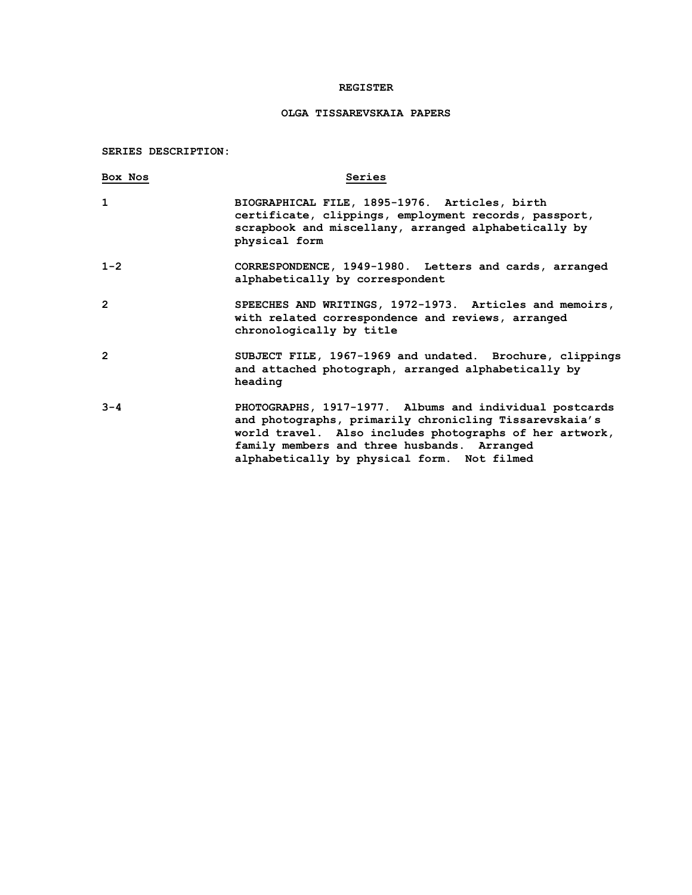**REGISTER**

**OLGA TISSAREVSKAIA PAPERS**

**SERIES DESCRIPTION:**

| Box Nos | Series |
|---|---|
| 1 | BIOGRAPHICAL FILE, 1895-1976. Articles, birth certificate, clippings, employment records, passport, scrapbook and miscellany, arranged alphabetically by physical form |
| 1-2 | CORRESPONDENCE, 1949-1980. Letters and cards, arranged alphabetically by correspondent |
| 2 | SPEECHES AND WRITINGS, 1972-1973. Articles and memoirs, with related correspondence and reviews, arranged chronologically by title |
| 2 | SUBJECT FILE, 1967-1969 and undated. Brochure, clippings and attached photograph, arranged alphabetically by heading |
| 3-4 | PHOTOGRAPHS, 1917-1977. Albums and individual postcards and photographs, primarily chronicling Tissarevskaia's world travel. Also includes photographs of her artwork, family members and three husbands. Arranged alphabetically by physical form. Not filmed |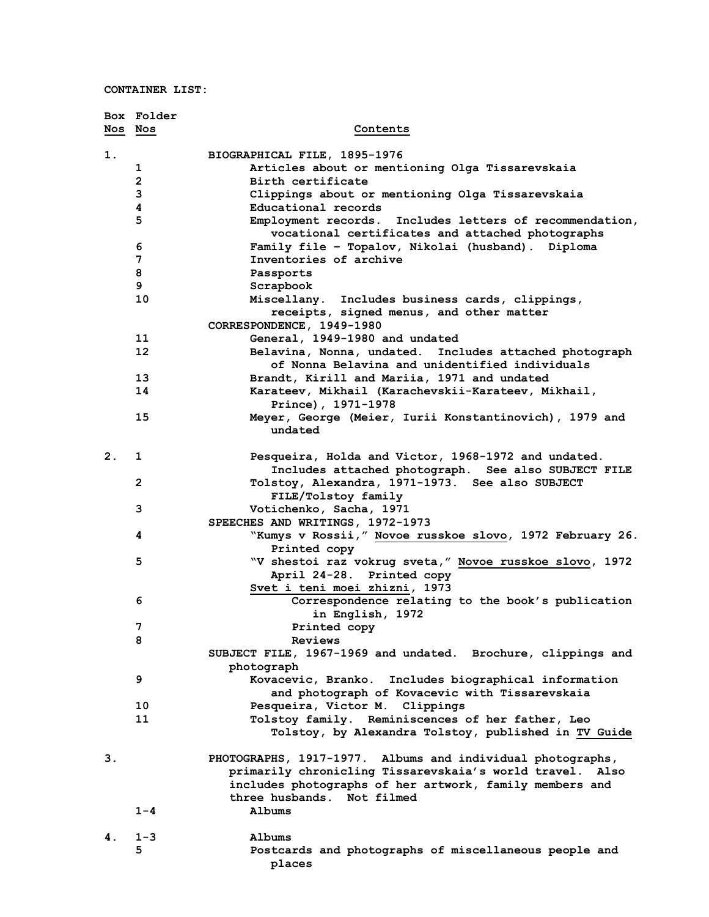**CONTAINER LIST:**

| Box Nos | Folder Nos | Contents |
|---|---|---|
| 1. | | BIOGRAPHICAL FILE, 1895-1976 |
| | 1 | Articles about or mentioning Olga Tissarevskaia |
| | 2 | Birth certificate |
| | 3 | Clippings about or mentioning Olga Tissarevskaia |
| | 4 | Educational records |
| | 5 | Employment records. Includes letters of recommendation, vocational certificates and attached photographs |
| | 6 | Family file – Topalov, Nikolai (husband). Diploma |
| | 7 | Inventories of archive |
| | 8 | Passports |
| | 9 | Scrapbook |
| | 10 | Miscellany. Includes business cards, clippings, receipts, signed menus, and other matter |
| | | CORRESPONDENCE, 1949-1980 |
| | 11 | General, 1949-1980 and undated |
| | 12 | Belavina, Nonna, undated. Includes attached photograph of Nonna Belavina and unidentified individuals |
| | 13 | Brandt, Kirill and Mariia, 1971 and undated |
| | 14 | Karateev, Mikhail (Karachevskii-Karateev, Mikhail, Prince), 1971-1978 |
| | 15 | Meyer, George (Meier, Iurii Konstantinovich), 1979 and undated |
| 2. | 1 | Pesqueira, Holda and Victor, 1968-1972 and undated. Includes attached photograph. See also SUBJECT FILE |
| | 2 | Tolstoy, Alexandra, 1971-1973. See also SUBJECT FILE/Tolstoy family |
| | 3 | Votichenko, Sacha, 1971 |
| | | SPEECHES AND WRITINGS, 1972-1973 |
| | 4 | "Kumys v Rossii," <u>Novoe russkoe slovo</u>, 1972 February 26. Printed copy |
| | 5 | "V shestoi raz vokrug sveta," <u>Novoe russkoe slovo</u>, 1972 April 24-28. Printed copy |
| | | <u>Svet i teni moei zhizni</u>, 1973 |
| | 6 | Correspondence relating to the book's publication in English, 1972 |
| | 7 | Printed copy |
| | 8 | Reviews |
| | | SUBJECT FILE, 1967-1969 and undated. Brochure, clippings and photograph |
| | 9 | Kovacevic, Branko. Includes biographical information and photograph of Kovacevic with Tissarevskaia |
| | 10 | Pesqueira, Victor M. Clippings |
| | 11 | Tolstoy family. Reminiscences of her father, Leo Tolstoy, by Alexandra Tolstoy, published in <u>TV Guide</u> |
| 3. | | PHOTOGRAPHS, 1917-1977. Albums and individual photographs, primarily chronicling Tissarevskaia's world travel. Also includes photographs of her artwork, family members and three husbands. Not filmed |
| | 1-4 | Albums |
| 4. | 1-3 | Albums |
| | 5 | Postcards and photographs of miscellaneous people and places |